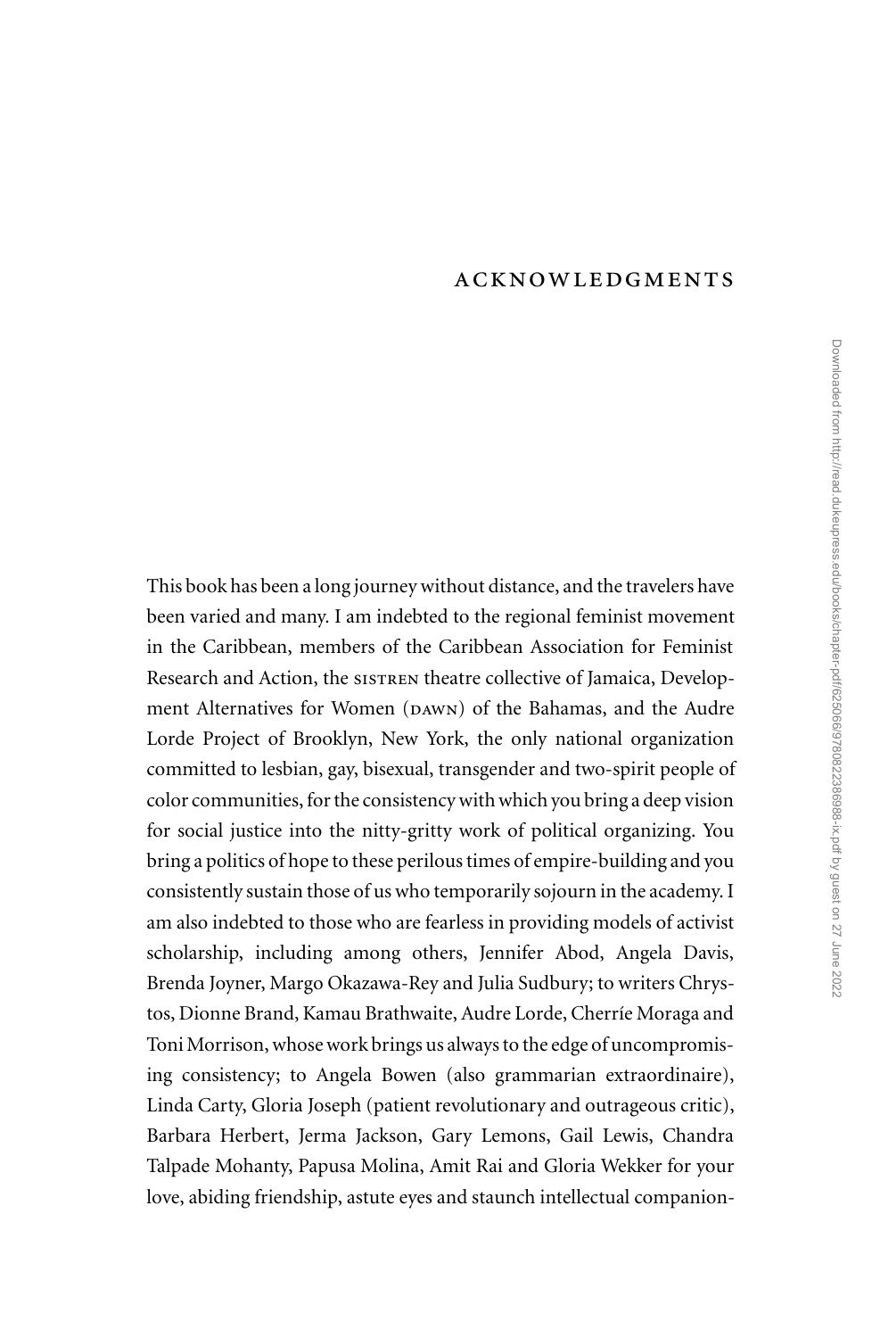# ACKNOWLEDGMENTS

This book has been a long journey without distance, and the travelers have been varied and many. I am indebted to the regional feminist movement in the Caribbean, members of the Caribbean Association for Feminist Research and Action, the SISTREN theatre collective of Jamaica, Development Alternatives for Women (DAWN) of the Bahamas, and the Audre Lorde Project of Brooklyn, New York, the only national organization committed to lesbian, gay, bisexual, transgender and two-spirit people of color communities, for the consistency with which you bring a deep vision for social justice into the nitty-gritty work of political organizing. You bring a politics of hope to these perilous times of empire-building and you consistently sustain those of us who temporarily sojourn in the academy. I am also indebted to those who are fearless in providing models of activist scholarship, including among others, Jennifer Abod, Angela Davis, Brenda Joyner, Margo Okazawa-Rey and Julia Sudbury; to writers Chrystos, Dionne Brand, Kamau Brathwaite, Audre Lorde, Cherríe Moraga and Toni Morrison, whose work brings us always to the edge of uncompromising consistency; to Angela Bowen (also grammarian extraordinaire), Linda Carty, Gloria Joseph (patient revolutionary and outrageous critic), Barbara Herbert, Jerma Jackson, Gary Lemons, Gail Lewis, Chandra Talpade Mohanty, Papusa Molina, Amit Rai and Gloria Wekker for your love, abiding friendship, astute eyes and staunch intellectual companion-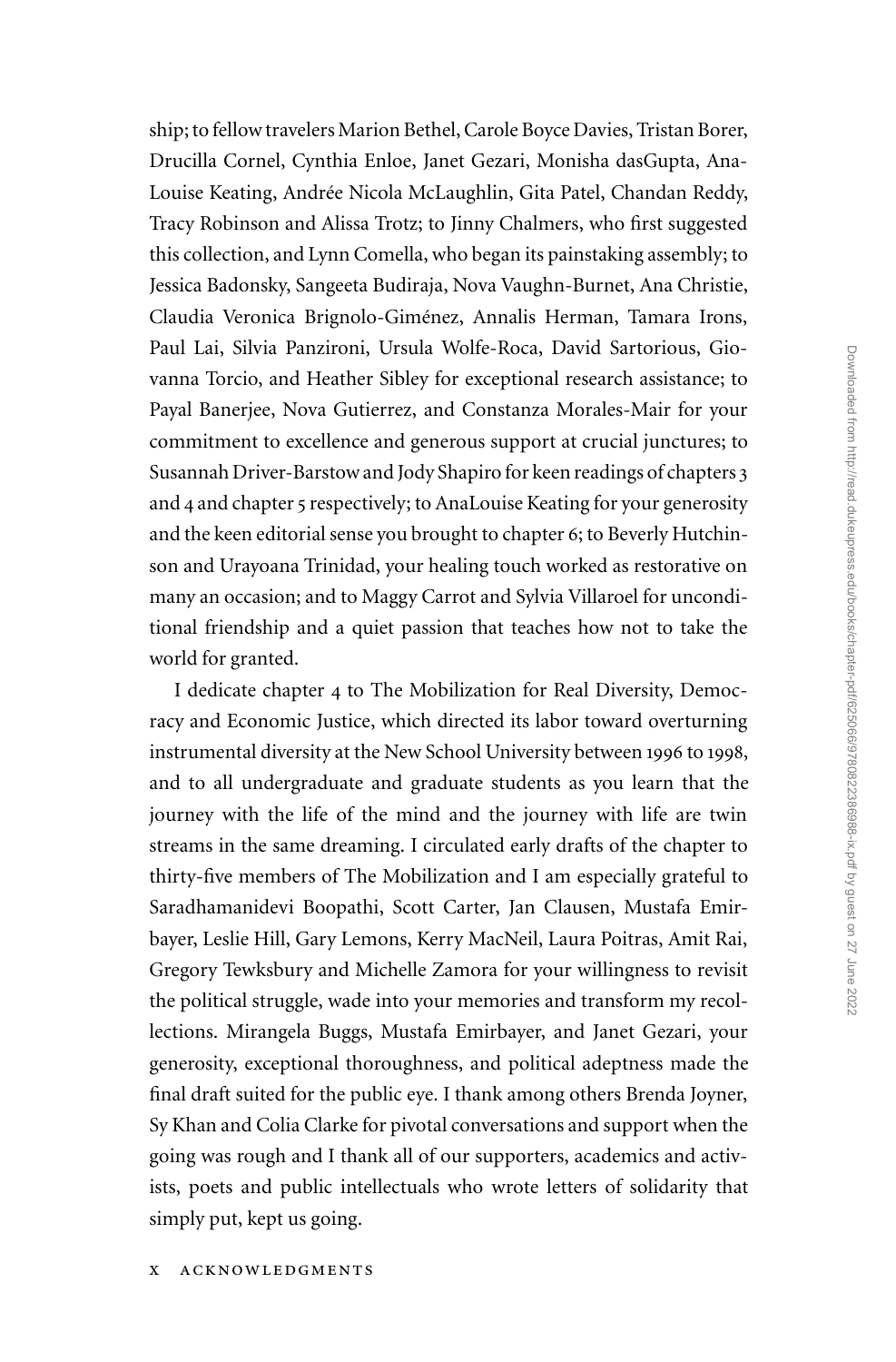ship; to fellow travelers Marion Bethel, Carole Boyce Davies, Tristan Borer, Drucilla Cornel, Cynthia Enloe, Janet Gezari, Monisha dasGupta, Ana-Louise Keating, Andrée Nicola McLaughlin, Gita Patel, Chandan Reddy, Tracy Robinson and Alissa Trotz; to Jinny Chalmers, who first suggested this collection, and Lynn Comella, who began its painstaking assembly; to Jessica Badonsky, Sangeeta Budiraja, Nova Vaughn-Burnet, Ana Christie, Claudia Veronica Brignolo-Giménez, Annalis Herman, Tamara Irons, Paul Lai, Silvia Panzironi, Ursula Wolfe-Roca, David Sartorious, Giovanna Torcio, and Heather Sibley for exceptional research assistance; to Payal Banerjee, Nova Gutierrez, and Constanza Morales-Mair for your commitment to excellence and generous support at crucial junctures; to Susannah Driver-Barstow and Jody Shapiro for keen readings of chapters 3 and 4 and chapter 5 respectively; to AnaLouise Keating for your generosity and the keen editorial sense you brought to chapter 6; to Beverly Hutchinson and Urayoana Trinidad, your healing touch worked as restorative on many an occasion; and to Maggy Carrot and Sylvia Villaroel for unconditional friendship and a quiet passion that teaches how not to take the world for granted.

I dedicate chapter 4 to The Mobilization for Real Diversity, Democracy and Economic Justice, which directed its labor toward overturning instrumental diversity at the New School University between 1996 to 1998, and to all undergraduate and graduate students as you learn that the journey with the life of the mind and the journey with life are twin streams in the same dreaming. I circulated early drafts of the chapter to thirty-five members of The Mobilization and I am especially grateful to Saradhamanidevi Boopathi, Scott Carter, Jan Clausen, Mustafa Emirbayer, Leslie Hill, Gary Lemons, Kerry MacNeil, Laura Poitras, Amit Rai, Gregory Tewksbury and Michelle Zamora for your willingness to revisit the political struggle, wade into your memories and transform my recollections. Mirangela Buggs, Mustafa Emirbayer, and Janet Gezari, your generosity, exceptional thoroughness, and political adeptness made the final draft suited for the public eye. I thank among others Brenda Joyner, Sy Khan and Colia Clarke for pivotal conversations and support when the going was rough and I thank all of our supporters, academics and activists, poets and public intellectuals who wrote letters of solidarity that simply put, kept us going.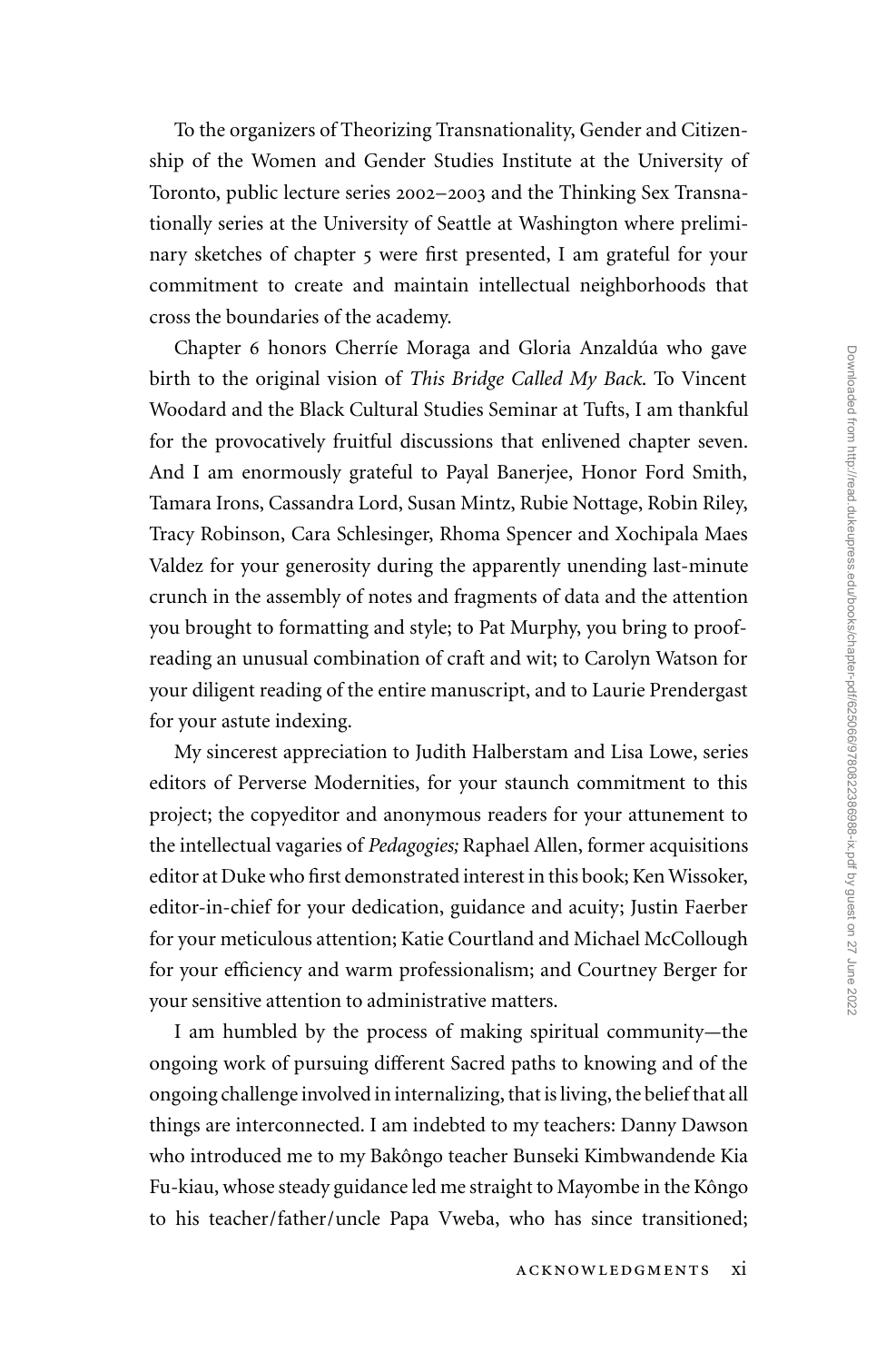To the organizers of Theorizing Transnationality, Gender and Citizenship of the Women and Gender Studies Institute at the University of Toronto, public lecture series 2002–2003 and the Thinking Sex Transnationally series at the University of Seattle at Washington where preliminary sketches of chapter 5 were first presented, I am grateful for your commitment to create and maintain intellectual neighborhoods that cross the boundaries of the academy.

Chapter 6 honors Cherríe Moraga and Gloria Anzaldúa who gave birth to the original vision of *This Bridge Called My Back.* To Vincent Woodard and the Black Cultural Studies Seminar at Tufts, I am thankful for the provocatively fruitful discussions that enlivened chapter seven. And I am enormously grateful to Payal Banerjee, Honor Ford Smith, Tamara Irons, Cassandra Lord, Susan Mintz, Rubie Nottage, Robin Riley, Tracy Robinson, Cara Schlesinger, Rhoma Spencer and Xochipala Maes Valdez for your generosity during the apparently unending last-minute crunch in the assembly of notes and fragments of data and the attention you brought to formatting and style; to Pat Murphy, you bring to proofreading an unusual combination of craft and wit; to Carolyn Watson for your diligent reading of the entire manuscript, and to Laurie Prendergast for your astute indexing.

My sincerest appreciation to Judith Halberstam and Lisa Lowe, series editors of Perverse Modernities, for your staunch commitment to this project; the copyeditor and anonymous readers for your attunement to the intellectual vagaries of *Pedagogies;* Raphael Allen, former acquisitions editor at Duke who first demonstrated interest in this book; Ken Wissoker, editor-in-chief for your dedication, guidance and acuity; Justin Faerber for your meticulous attention; Katie Courtland and Michael McCollough for your efficiency and warm professionalism; and Courtney Berger for your sensitive attention to administrative matters.

I am humbled by the process of making spiritual community—the ongoing work of pursuing different Sacred paths to knowing and of the ongoing challenge involved in internalizing, that is living, the belief that all things are interconnected. I am indebted to my teachers: Danny Dawson who introduced me to my Bakôngo teacher Bunseki Kimbwandende Kia Fu-kiau, whose steady guidance led me straight to Mayombe in the Kôngo to his teacher/father/uncle Papa Vweba, who has since transitioned;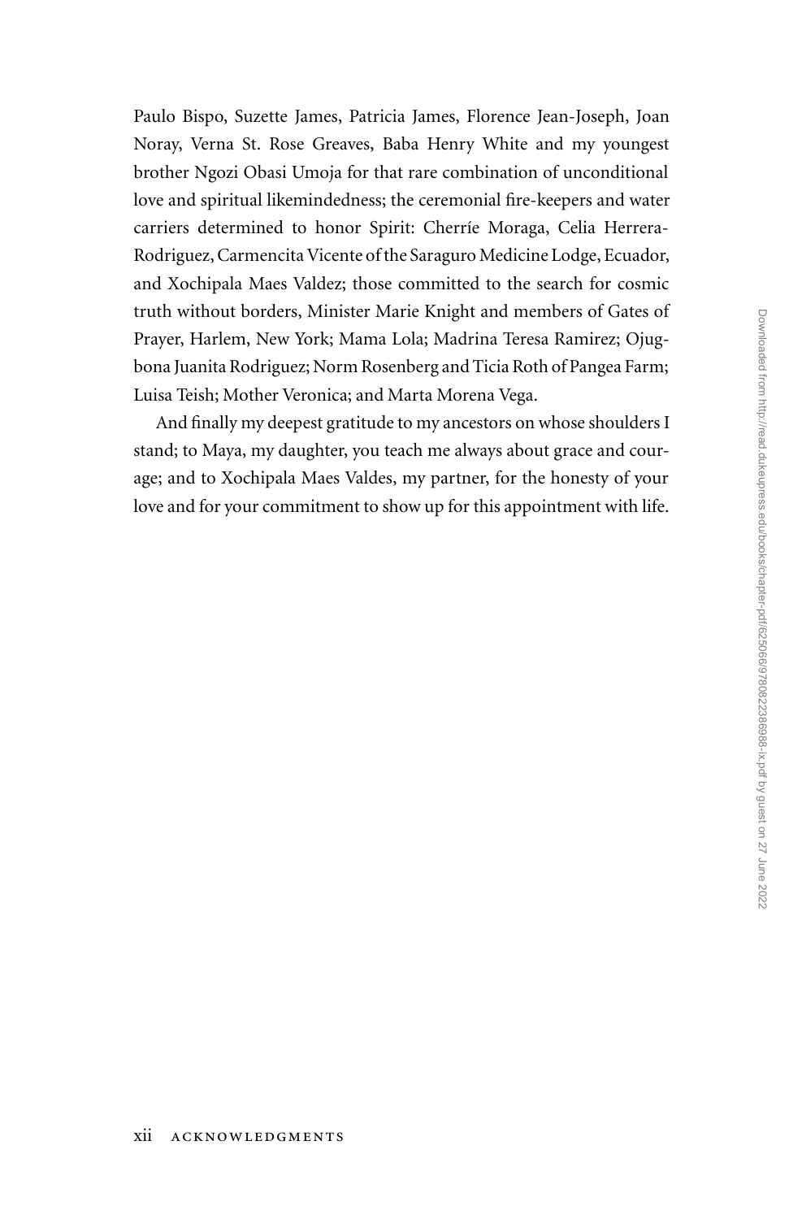Paulo Bispo, Suzette James, Patricia James, Florence Jean-Joseph, Joan Noray, Verna St. Rose Greaves, Baba Henry White and my youngest brother Ngozi Obasi Umoja for that rare combination of unconditional love and spiritual likemindedness; the ceremonial fire-keepers and water carriers determined to honor Spirit: Cherríe Moraga, Celia Herrera-Rodriguez, Carmencita Vicente of the Saraguro Medicine Lodge, Ecuador, and Xochipala Maes Valdez; those committed to the search for cosmic truth without borders, Minister Marie Knight and members of Gates of Prayer, Harlem, New York; Mama Lola; Madrina Teresa Ramirez; Ojugbona Juanita Rodriguez; Norm Rosenberg and Ticia Roth of Pangea Farm; Luisa Teish; Mother Veronica; and Marta Morena Vega.

And finally my deepest gratitude to my ancestors on whose shoulders I stand; to Maya, my daughter, you teach me always about grace and courage; and to Xochipala Maes Valdes, my partner, for the honesty of your love and for your commitment to show up for this appointment with life.